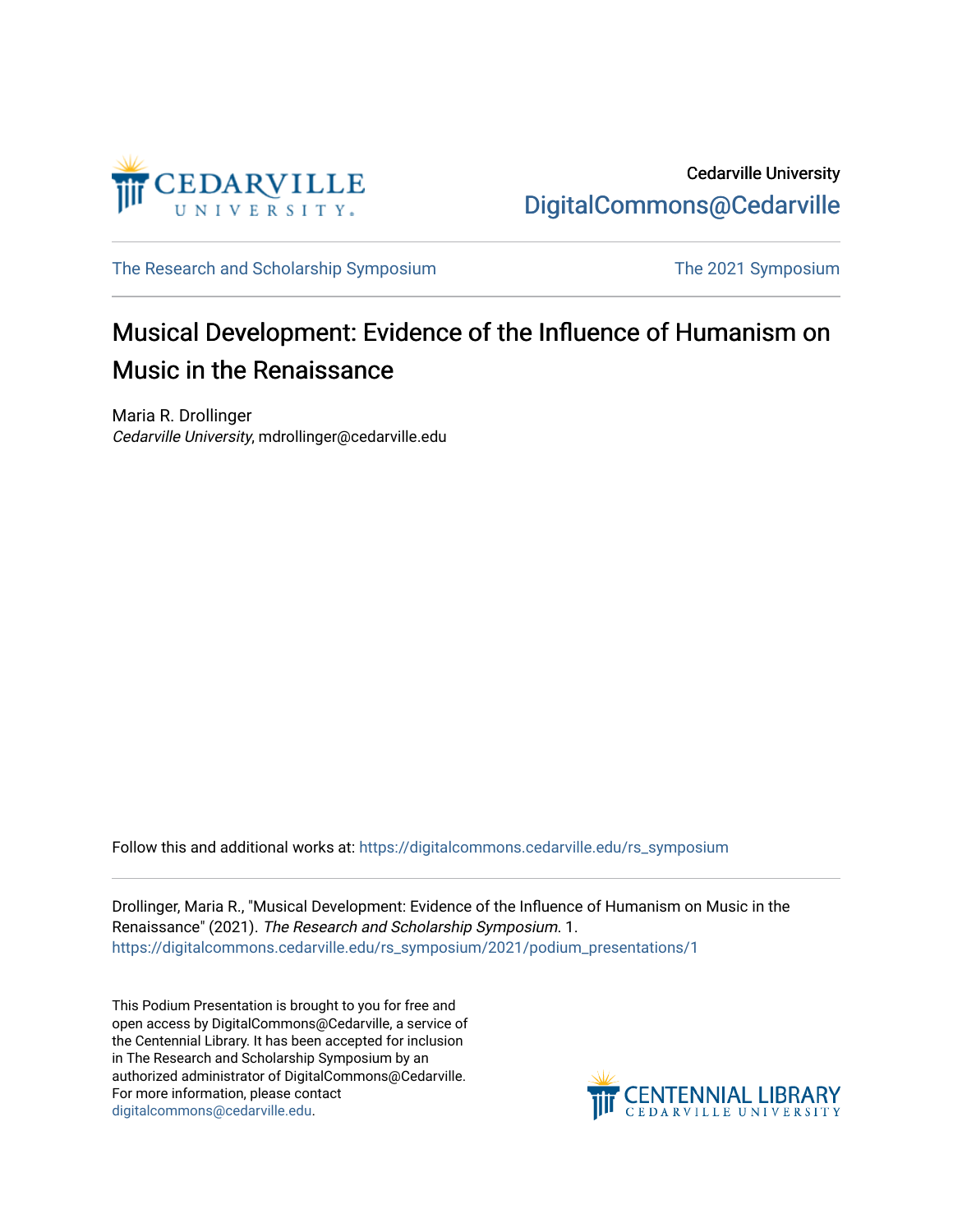Cedarville University

DigitalCommons@Cedarville

The Research and Scholarship Symposium

The 2021 Symposium

# Musical Development: Evidence of the Influence of Humanism on Music in the Renaissance

Maria R. Drollinger
*Cedarville University*, mdrollinger@cedarville.edu

Follow this and additional works at: https://digitalcommons.cedarville.edu/rs_symposium

Drollinger, Maria R., "Musical Development: Evidence of the Influence of Humanism on Music in the Renaissance" (2021). *The Research and Scholarship Symposium*. 1.
https://digitalcommons.cedarville.edu/rs_symposium/2021/podium_presentations/1

This Podium Presentation is brought to you for free and open access by DigitalCommons@Cedarville, a service of the Centennial Library. It has been accepted for inclusion in The Research and Scholarship Symposium by an authorized administrator of DigitalCommons@Cedarville. For more information, please contact digitalcommons@cedarville.edu.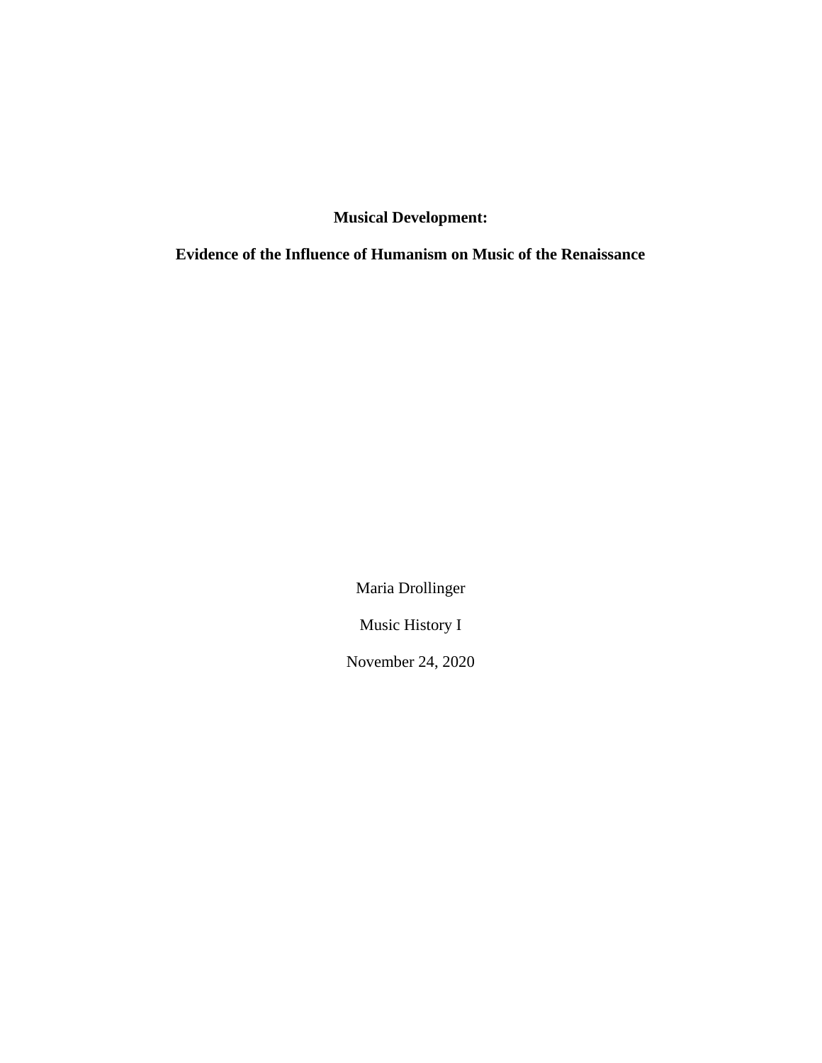**Musical Development:**

**Evidence of the Influence of Humanism on Music of the Renaissance**

Maria Drollinger

Music History I

November 24, 2020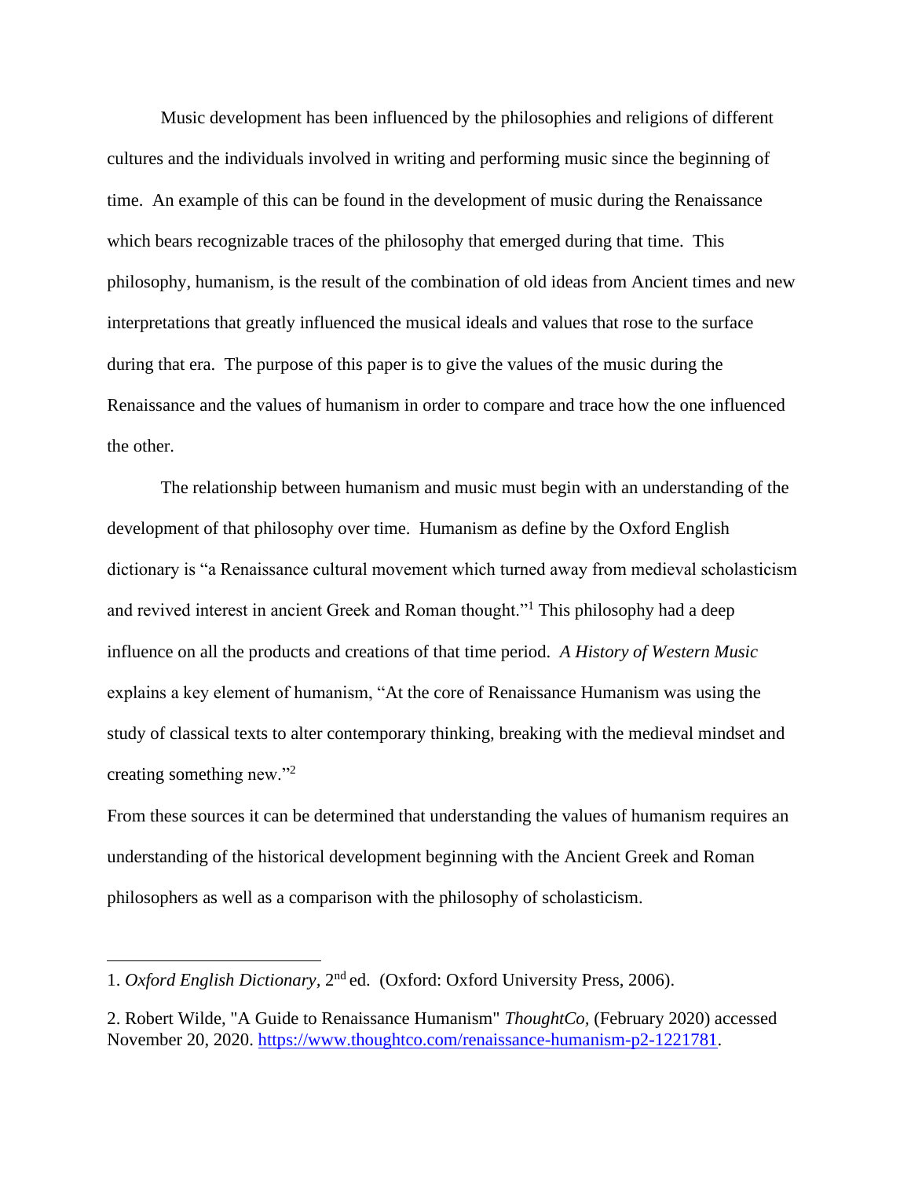Music development has been influenced by the philosophies and religions of different cultures and the individuals involved in writing and performing music since the beginning of time. An example of this can be found in the development of music during the Renaissance which bears recognizable traces of the philosophy that emerged during that time. This philosophy, humanism, is the result of the combination of old ideas from Ancient times and new interpretations that greatly influenced the musical ideals and values that rose to the surface during that era. The purpose of this paper is to give the values of the music during the Renaissance and the values of humanism in order to compare and trace how the one influenced the other.

The relationship between humanism and music must begin with an understanding of the development of that philosophy over time. Humanism as define by the Oxford English dictionary is "a Renaissance cultural movement which turned away from medieval scholasticism and revived interest in ancient Greek and Roman thought."[1] This philosophy had a deep influence on all the products and creations of that time period. *A History of Western Music* explains a key element of humanism, "At the core of Renaissance Humanism was using the study of classical texts to alter contemporary thinking, breaking with the medieval mindset and creating something new."[2]

From these sources it can be determined that understanding the values of humanism requires an understanding of the historical development beginning with the Ancient Greek and Roman philosophers as well as a comparison with the philosophy of scholasticism.

---

1. *Oxford English Dictionary*, 2nd ed. (Oxford: Oxford University Press, 2006).

2. Robert Wilde, "A Guide to Renaissance Humanism" *ThoughtCo,* (February 2020) accessed November 20, 2020. https://www.thoughtco.com/renaissance-humanism-p2-1221781.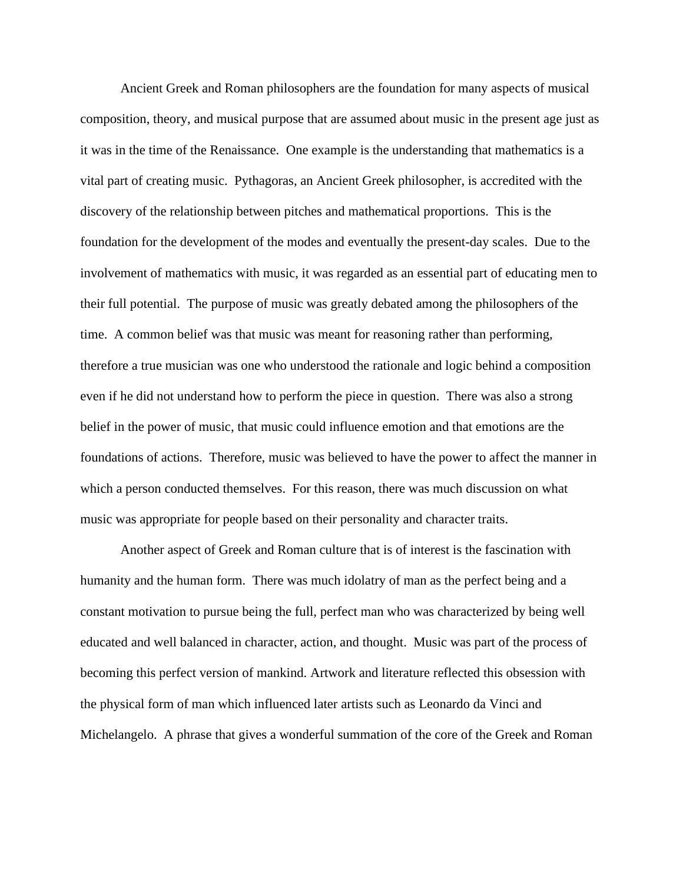Ancient Greek and Roman philosophers are the foundation for many aspects of musical composition, theory, and musical purpose that are assumed about music in the present age just as it was in the time of the Renaissance. One example is the understanding that mathematics is a vital part of creating music. Pythagoras, an Ancient Greek philosopher, is accredited with the discovery of the relationship between pitches and mathematical proportions. This is the foundation for the development of the modes and eventually the present-day scales. Due to the involvement of mathematics with music, it was regarded as an essential part of educating men to their full potential. The purpose of music was greatly debated among the philosophers of the time. A common belief was that music was meant for reasoning rather than performing, therefore a true musician was one who understood the rationale and logic behind a composition even if he did not understand how to perform the piece in question. There was also a strong belief in the power of music, that music could influence emotion and that emotions are the foundations of actions. Therefore, music was believed to have the power to affect the manner in which a person conducted themselves. For this reason, there was much discussion on what music was appropriate for people based on their personality and character traits.

Another aspect of Greek and Roman culture that is of interest is the fascination with humanity and the human form. There was much idolatry of man as the perfect being and a constant motivation to pursue being the full, perfect man who was characterized by being well educated and well balanced in character, action, and thought. Music was part of the process of becoming this perfect version of mankind. Artwork and literature reflected this obsession with the physical form of man which influenced later artists such as Leonardo da Vinci and Michelangelo. A phrase that gives a wonderful summation of the core of the Greek and Roman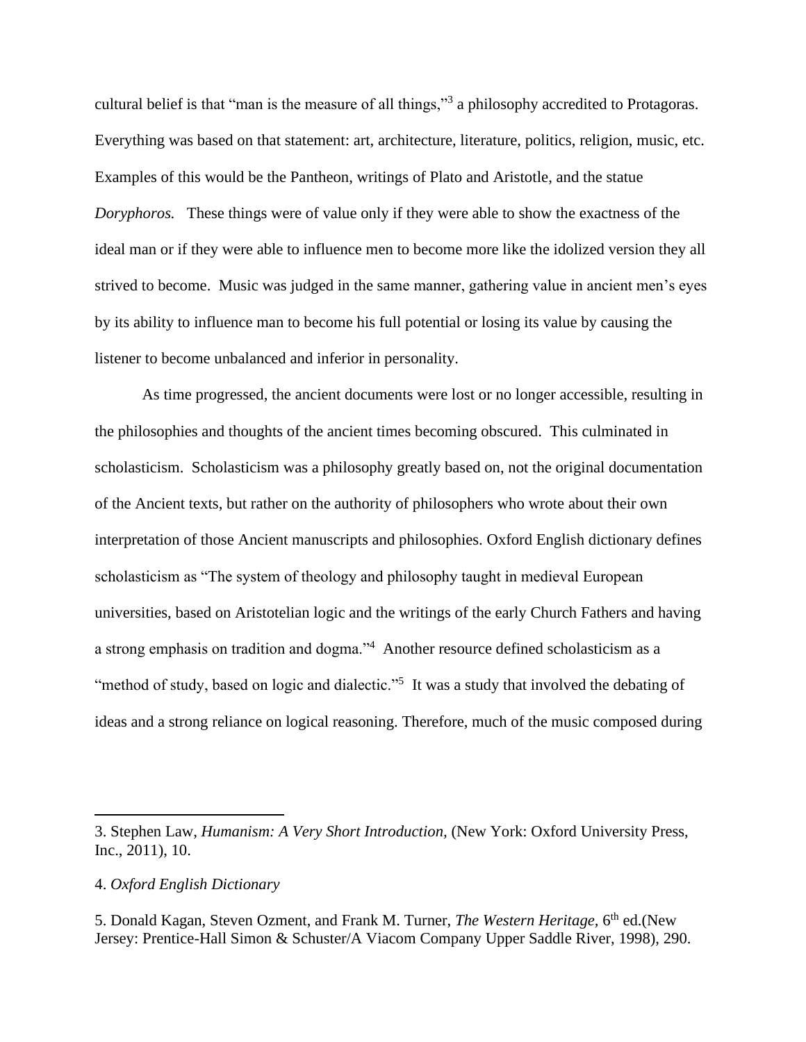cultural belief is that "man is the measure of all things,"[3] a philosophy accredited to Protagoras. Everything was based on that statement: art, architecture, literature, politics, religion, music, etc. Examples of this would be the Pantheon, writings of Plato and Aristotle, and the statue *Doryphoros.* These things were of value only if they were able to show the exactness of the ideal man or if they were able to influence men to become more like the idolized version they all strived to become. Music was judged in the same manner, gathering value in ancient men's eyes by its ability to influence man to become his full potential or losing its value by causing the listener to become unbalanced and inferior in personality.

As time progressed, the ancient documents were lost or no longer accessible, resulting in the philosophies and thoughts of the ancient times becoming obscured. This culminated in scholasticism. Scholasticism was a philosophy greatly based on, not the original documentation of the Ancient texts, but rather on the authority of philosophers who wrote about their own interpretation of those Ancient manuscripts and philosophies. Oxford English dictionary defines scholasticism as "The system of theology and philosophy taught in medieval European universities, based on Aristotelian logic and the writings of the early Church Fathers and having a strong emphasis on tradition and dogma."[4] Another resource defined scholasticism as a "method of study, based on logic and dialectic."[5] It was a study that involved the debating of ideas and a strong reliance on logical reasoning. Therefore, much of the music composed during

---

3. Stephen Law, *Humanism: A Very Short Introduction,* (New York: Oxford University Press, Inc., 2011), 10.

4. *Oxford English Dictionary*

5. Donald Kagan, Steven Ozment, and Frank M. Turner, *The Western Heritage,* 6th ed.(New Jersey: Prentice-Hall Simon & Schuster/A Viacom Company Upper Saddle River, 1998), 290.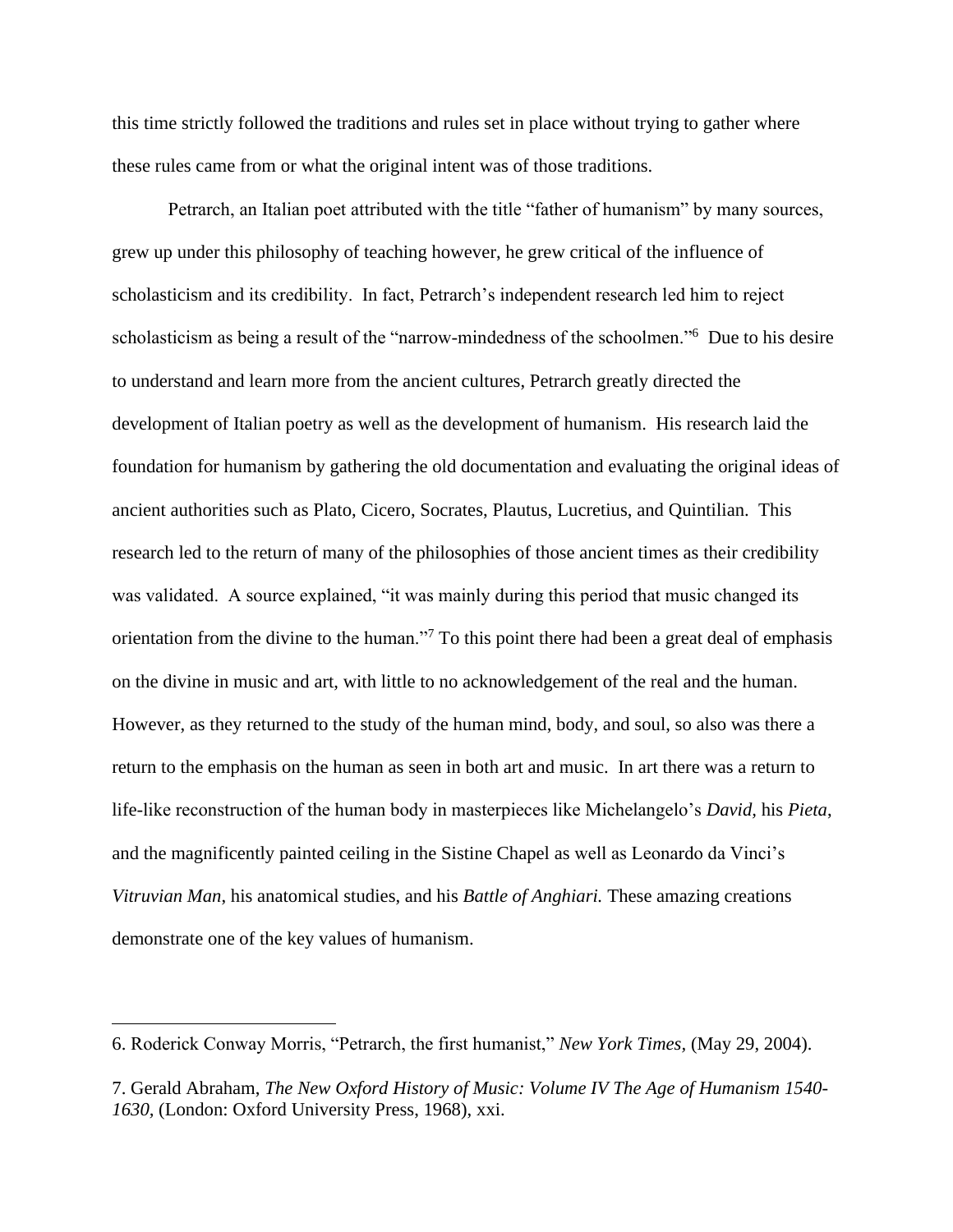this time strictly followed the traditions and rules set in place without trying to gather where these rules came from or what the original intent was of those traditions.

Petrarch, an Italian poet attributed with the title "father of humanism" by many sources, grew up under this philosophy of teaching however, he grew critical of the influence of scholasticism and its credibility. In fact, Petrarch's independent research led him to reject scholasticism as being a result of the "narrow-mindedness of the schoolmen."[6] Due to his desire to understand and learn more from the ancient cultures, Petrarch greatly directed the development of Italian poetry as well as the development of humanism. His research laid the foundation for humanism by gathering the old documentation and evaluating the original ideas of ancient authorities such as Plato, Cicero, Socrates, Plautus, Lucretius, and Quintilian. This research led to the return of many of the philosophies of those ancient times as their credibility was validated. A source explained, "it was mainly during this period that music changed its orientation from the divine to the human."[7] To this point there had been a great deal of emphasis on the divine in music and art, with little to no acknowledgement of the real and the human. However, as they returned to the study of the human mind, body, and soul, so also was there a return to the emphasis on the human as seen in both art and music. In art there was a return to life-like reconstruction of the human body in masterpieces like Michelangelo's *David*, his *Pieta*, and the magnificently painted ceiling in the Sistine Chapel as well as Leonardo da Vinci's *Vitruvian Man*, his anatomical studies, and his *Battle of Anghiari.* These amazing creations demonstrate one of the key values of humanism.

---

6. Roderick Conway Morris, "Petrarch, the first humanist," *New York Times*, (May 29, 2004).

7. Gerald Abraham, *The New Oxford History of Music: Volume IV The Age of Humanism 1540-1630*, (London: Oxford University Press, 1968), xxi.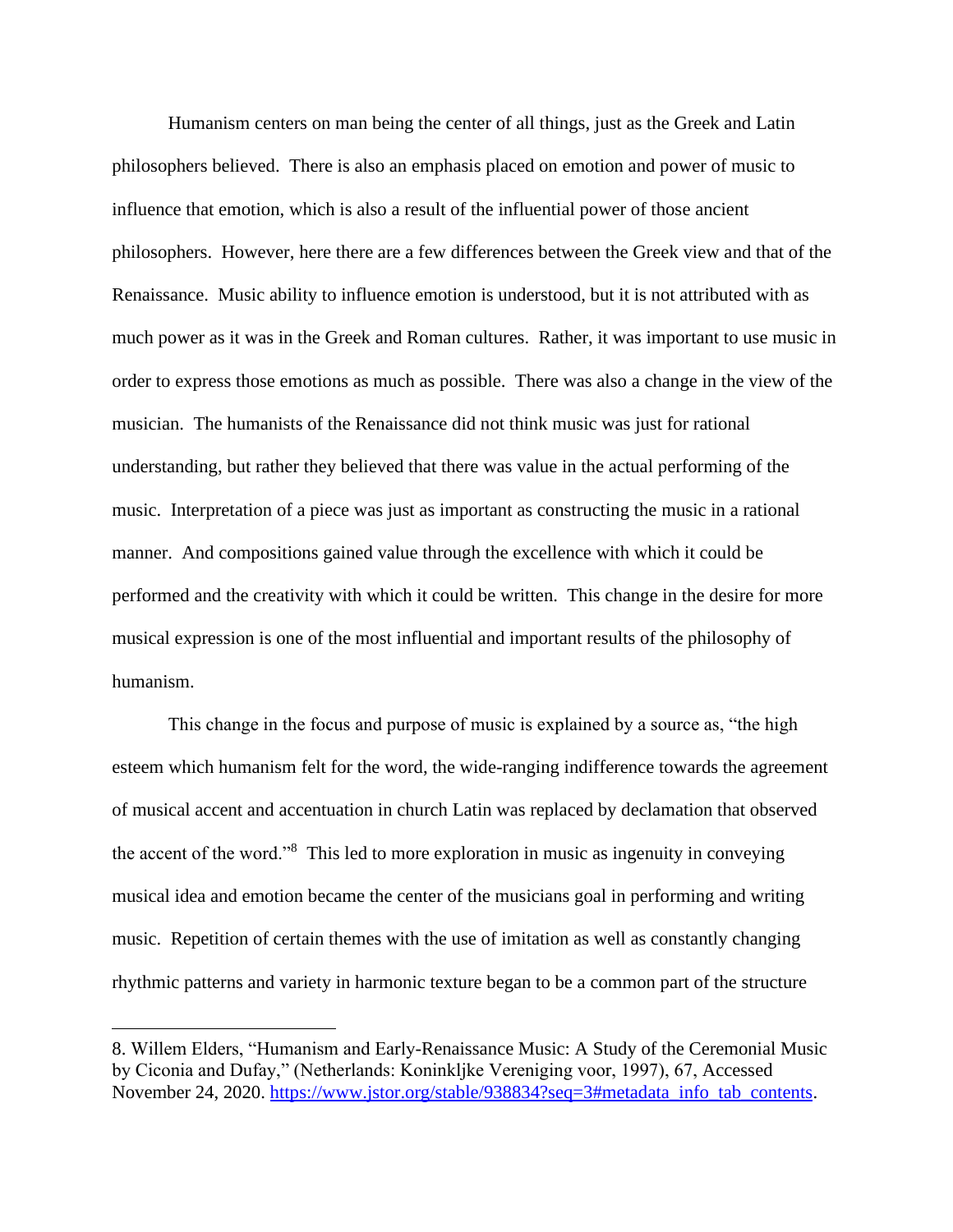Humanism centers on man being the center of all things, just as the Greek and Latin philosophers believed. There is also an emphasis placed on emotion and power of music to influence that emotion, which is also a result of the influential power of those ancient philosophers. However, here there are a few differences between the Greek view and that of the Renaissance. Music ability to influence emotion is understood, but it is not attributed with as much power as it was in the Greek and Roman cultures. Rather, it was important to use music in order to express those emotions as much as possible. There was also a change in the view of the musician. The humanists of the Renaissance did not think music was just for rational understanding, but rather they believed that there was value in the actual performing of the music. Interpretation of a piece was just as important as constructing the music in a rational manner. And compositions gained value through the excellence with which it could be performed and the creativity with which it could be written. This change in the desire for more musical expression is one of the most influential and important results of the philosophy of humanism.

This change in the focus and purpose of music is explained by a source as, "the high esteem which humanism felt for the word, the wide-ranging indifference towards the agreement of musical accent and accentuation in church Latin was replaced by declamation that observed the accent of the word."[8] This led to more exploration in music as ingenuity in conveying musical idea and emotion became the center of the musicians goal in performing and writing music. Repetition of certain themes with the use of imitation as well as constantly changing rhythmic patterns and variety in harmonic texture began to be a common part of the structure

---

8. Willem Elders, "Humanism and Early-Renaissance Music: A Study of the Ceremonial Music by Ciconia and Dufay," (Netherlands: Koninkljke Vereniging voor, 1997), 67, Accessed November 24, 2020. https://www.jstor.org/stable/938834?seq=3#metadata_info_tab_contents.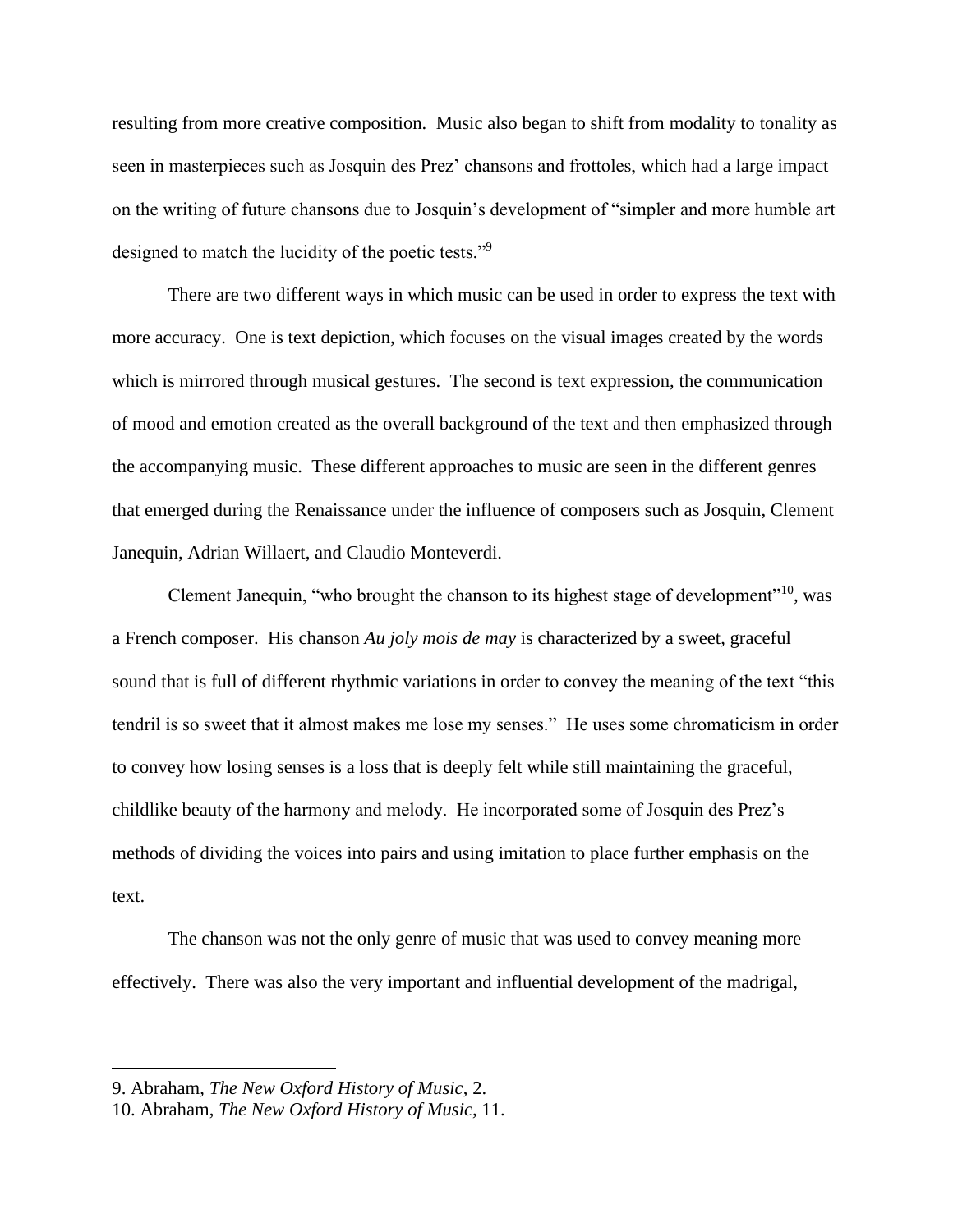resulting from more creative composition. Music also began to shift from modality to tonality as seen in masterpieces such as Josquin des Prez' chansons and frottoles, which had a large impact on the writing of future chansons due to Josquin's development of "simpler and more humble art designed to match the lucidity of the poetic tests."[9]

There are two different ways in which music can be used in order to express the text with more accuracy. One is text depiction, which focuses on the visual images created by the words which is mirrored through musical gestures. The second is text expression, the communication of mood and emotion created as the overall background of the text and then emphasized through the accompanying music. These different approaches to music are seen in the different genres that emerged during the Renaissance under the influence of composers such as Josquin, Clement Janequin, Adrian Willaert, and Claudio Monteverdi.

Clement Janequin, "who brought the chanson to its highest stage of development"[10], was a French composer. His chanson *Au joly mois de may* is characterized by a sweet, graceful sound that is full of different rhythmic variations in order to convey the meaning of the text "this tendril is so sweet that it almost makes me lose my senses." He uses some chromaticism in order to convey how losing senses is a loss that is deeply felt while still maintaining the graceful, childlike beauty of the harmony and melody. He incorporated some of Josquin des Prez's methods of dividing the voices into pairs and using imitation to place further emphasis on the text.

The chanson was not the only genre of music that was used to convey meaning more effectively. There was also the very important and influential development of the madrigal,

---

9. Abraham, *The New Oxford History of Music*, 2.
10. Abraham, *The New Oxford History of Music*, 11.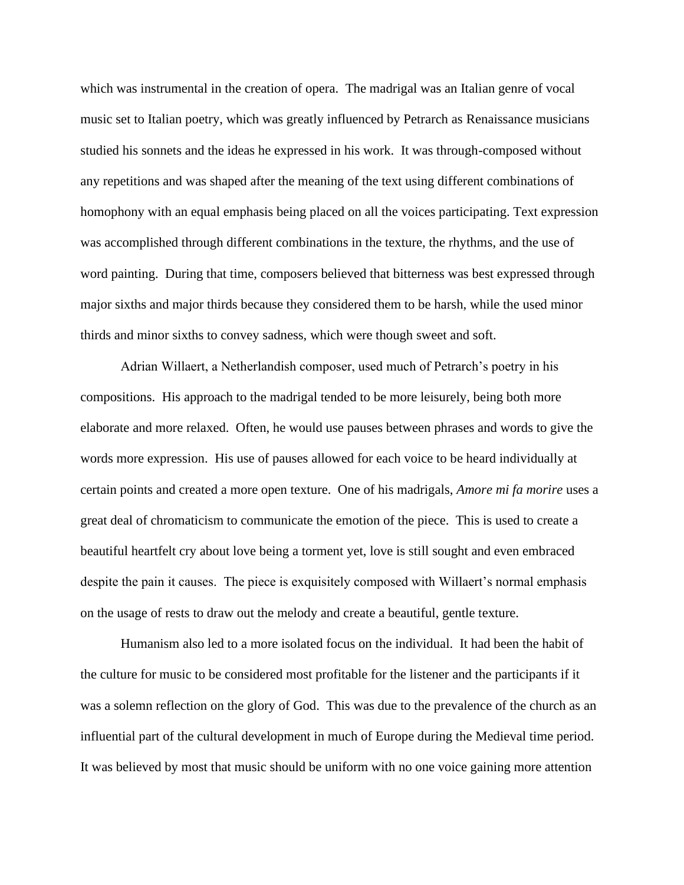which was instrumental in the creation of opera. The madrigal was an Italian genre of vocal music set to Italian poetry, which was greatly influenced by Petrarch as Renaissance musicians studied his sonnets and the ideas he expressed in his work. It was through-composed without any repetitions and was shaped after the meaning of the text using different combinations of homophony with an equal emphasis being placed on all the voices participating. Text expression was accomplished through different combinations in the texture, the rhythms, and the use of word painting. During that time, composers believed that bitterness was best expressed through major sixths and major thirds because they considered them to be harsh, while the used minor thirds and minor sixths to convey sadness, which were though sweet and soft.

Adrian Willaert, a Netherlandish composer, used much of Petrarch's poetry in his compositions. His approach to the madrigal tended to be more leisurely, being both more elaborate and more relaxed. Often, he would use pauses between phrases and words to give the words more expression. His use of pauses allowed for each voice to be heard individually at certain points and created a more open texture. One of his madrigals, *Amore mi fa morire* uses a great deal of chromaticism to communicate the emotion of the piece. This is used to create a beautiful heartfelt cry about love being a torment yet, love is still sought and even embraced despite the pain it causes. The piece is exquisitely composed with Willaert's normal emphasis on the usage of rests to draw out the melody and create a beautiful, gentle texture.

Humanism also led to a more isolated focus on the individual. It had been the habit of the culture for music to be considered most profitable for the listener and the participants if it was a solemn reflection on the glory of God. This was due to the prevalence of the church as an influential part of the cultural development in much of Europe during the Medieval time period. It was believed by most that music should be uniform with no one voice gaining more attention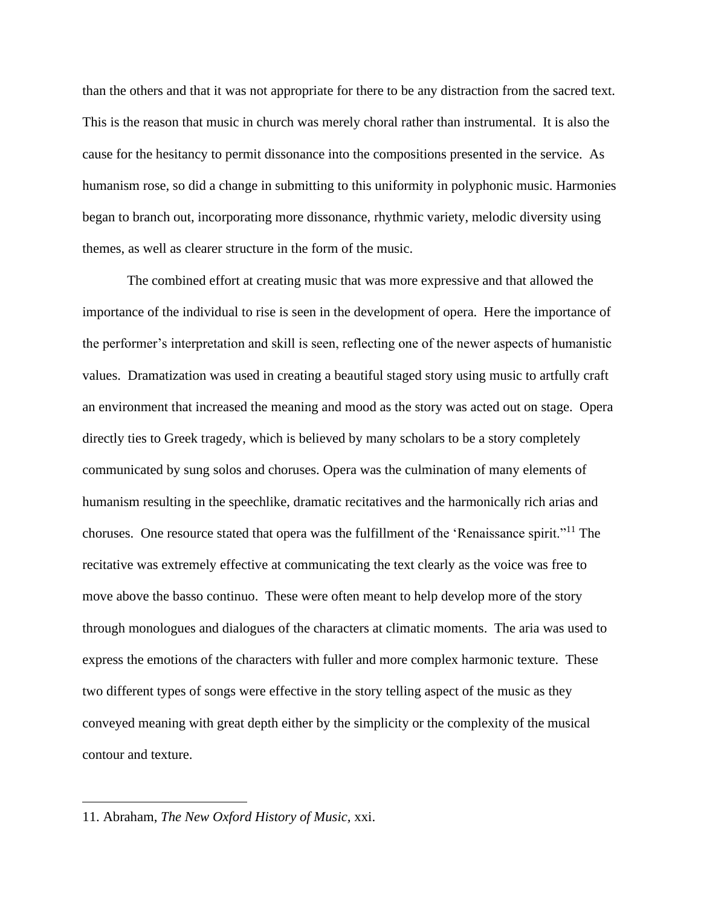than the others and that it was not appropriate for there to be any distraction from the sacred text. This is the reason that music in church was merely choral rather than instrumental. It is also the cause for the hesitancy to permit dissonance into the compositions presented in the service. As humanism rose, so did a change in submitting to this uniformity in polyphonic music. Harmonies began to branch out, incorporating more dissonance, rhythmic variety, melodic diversity using themes, as well as clearer structure in the form of the music.

The combined effort at creating music that was more expressive and that allowed the importance of the individual to rise is seen in the development of opera. Here the importance of the performer's interpretation and skill is seen, reflecting one of the newer aspects of humanistic values. Dramatization was used in creating a beautiful staged story using music to artfully craft an environment that increased the meaning and mood as the story was acted out on stage. Opera directly ties to Greek tragedy, which is believed by many scholars to be a story completely communicated by sung solos and choruses. Opera was the culmination of many elements of humanism resulting in the speechlike, dramatic recitatives and the harmonically rich arias and choruses. One resource stated that opera was the fulfillment of the 'Renaissance spirit."[11] The recitative was extremely effective at communicating the text clearly as the voice was free to move above the basso continuo. These were often meant to help develop more of the story through monologues and dialogues of the characters at climatic moments. The aria was used to express the emotions of the characters with fuller and more complex harmonic texture. These two different types of songs were effective in the story telling aspect of the music as they conveyed meaning with great depth either by the simplicity or the complexity of the musical contour and texture.

---

11. Abraham, *The New Oxford History of Music*, xxi.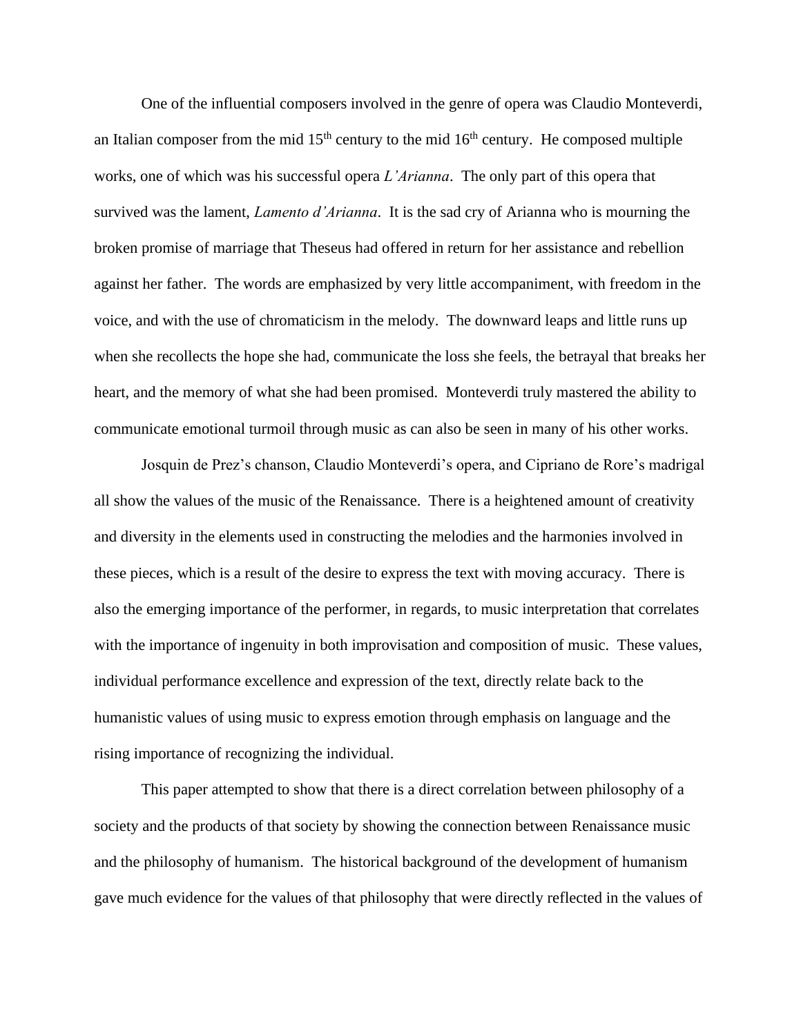One of the influential composers involved in the genre of opera was Claudio Monteverdi, an Italian composer from the mid 15th century to the mid 16th century. He composed multiple works, one of which was his successful opera *L'Arianna*. The only part of this opera that survived was the lament, *Lamento d'Arianna*. It is the sad cry of Arianna who is mourning the broken promise of marriage that Theseus had offered in return for her assistance and rebellion against her father. The words are emphasized by very little accompaniment, with freedom in the voice, and with the use of chromaticism in the melody. The downward leaps and little runs up when she recollects the hope she had, communicate the loss she feels, the betrayal that breaks her heart, and the memory of what she had been promised. Monteverdi truly mastered the ability to communicate emotional turmoil through music as can also be seen in many of his other works.

Josquin de Prez's chanson, Claudio Monteverdi's opera, and Cipriano de Rore's madrigal all show the values of the music of the Renaissance. There is a heightened amount of creativity and diversity in the elements used in constructing the melodies and the harmonies involved in these pieces, which is a result of the desire to express the text with moving accuracy. There is also the emerging importance of the performer, in regards, to music interpretation that correlates with the importance of ingenuity in both improvisation and composition of music. These values, individual performance excellence and expression of the text, directly relate back to the humanistic values of using music to express emotion through emphasis on language and the rising importance of recognizing the individual.

This paper attempted to show that there is a direct correlation between philosophy of a society and the products of that society by showing the connection between Renaissance music and the philosophy of humanism. The historical background of the development of humanism gave much evidence for the values of that philosophy that were directly reflected in the values of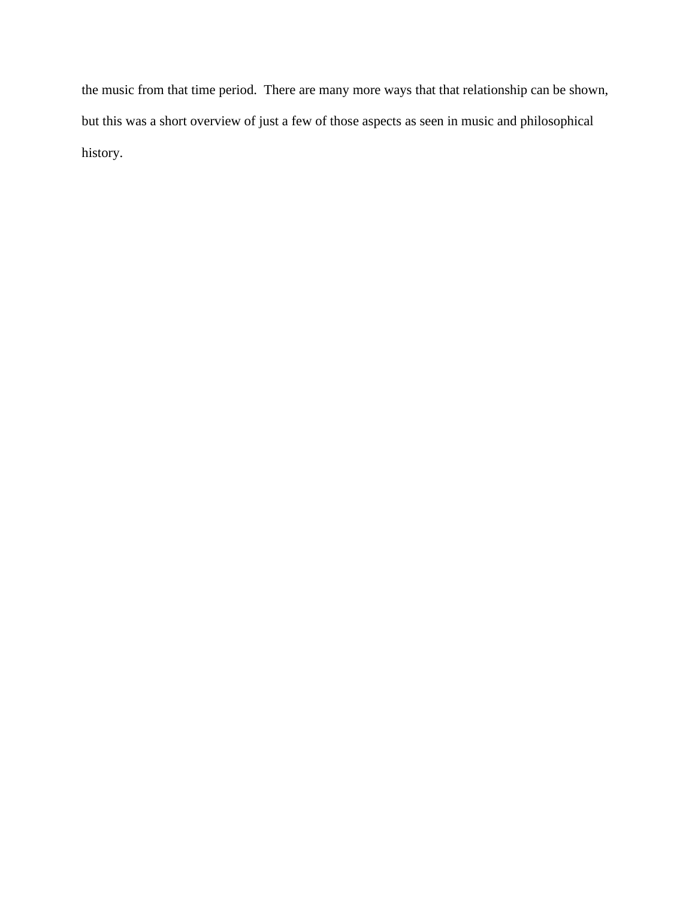the music from that time period. There are many more ways that that relationship can be shown, but this was a short overview of just a few of those aspects as seen in music and philosophical history.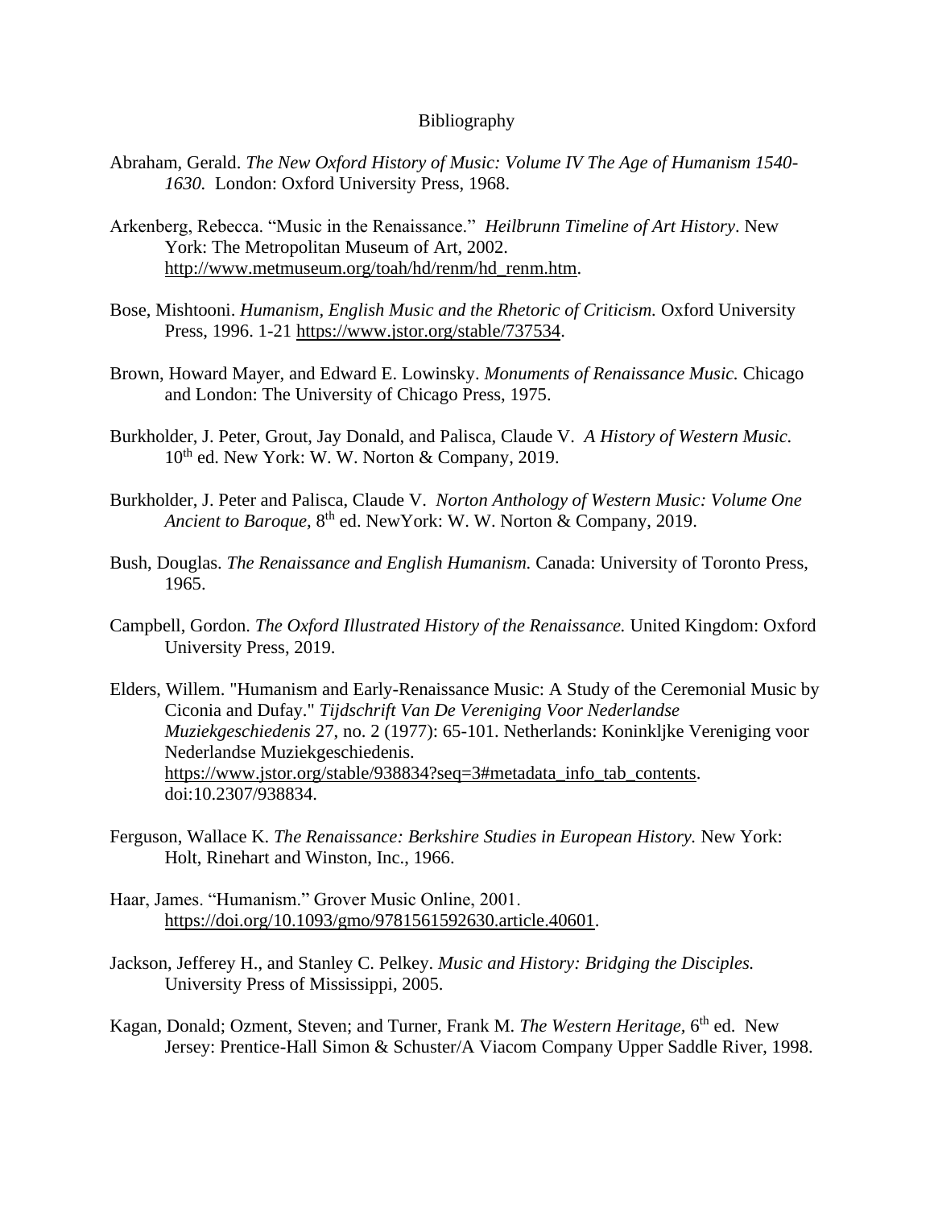# Bibliography

Abraham, Gerald. *The New Oxford History of Music: Volume IV The Age of Humanism 1540-1630.* London: Oxford University Press, 1968.

Arkenberg, Rebecca. "Music in the Renaissance." *Heilbrunn Timeline of Art History*. New York: The Metropolitan Museum of Art, 2002. http://www.metmuseum.org/toah/hd/renm/hd_renm.htm.

Bose, Mishtooni. *Humanism, English Music and the Rhetoric of Criticism.* Oxford University Press, 1996. 1-21 https://www.jstor.org/stable/737534.

Brown, Howard Mayer, and Edward E. Lowinsky. *Monuments of Renaissance Music.* Chicago and London: The University of Chicago Press, 1975.

Burkholder, J. Peter, Grout, Jay Donald, and Palisca, Claude V. *A History of Western Music.* 10th ed. New York: W. W. Norton & Company, 2019.

Burkholder, J. Peter and Palisca, Claude V. *Norton Anthology of Western Music: Volume One Ancient to Baroque,* 8th ed. NewYork: W. W. Norton & Company, 2019.

Bush, Douglas. *The Renaissance and English Humanism.* Canada: University of Toronto Press, 1965.

Campbell, Gordon. *The Oxford Illustrated History of the Renaissance.* United Kingdom: Oxford University Press, 2019.

Elders, Willem. "Humanism and Early-Renaissance Music: A Study of the Ceremonial Music by Ciconia and Dufay." *Tijdschrift Van De Vereniging Voor Nederlandse Muziekgeschiedenis* 27, no. 2 (1977): 65-101. Netherlands: Koninkljke Vereniging voor Nederlandse Muziekgeschiedenis. https://www.jstor.org/stable/938834?seq=3#metadata_info_tab_contents. doi:10.2307/938834.

Ferguson, Wallace K. *The Renaissance: Berkshire Studies in European History.* New York: Holt, Rinehart and Winston, Inc., 1966.

Haar, James. "Humanism." Grover Music Online, 2001. https://doi.org/10.1093/gmo/9781561592630.article.40601.

Jackson, Jefferey H., and Stanley C. Pelkey. *Music and History: Bridging the Disciples.* University Press of Mississippi, 2005.

Kagan, Donald; Ozment, Steven; and Turner, Frank M. *The Western Heritage,* 6th ed. New Jersey: Prentice-Hall Simon & Schuster/A Viacom Company Upper Saddle River, 1998.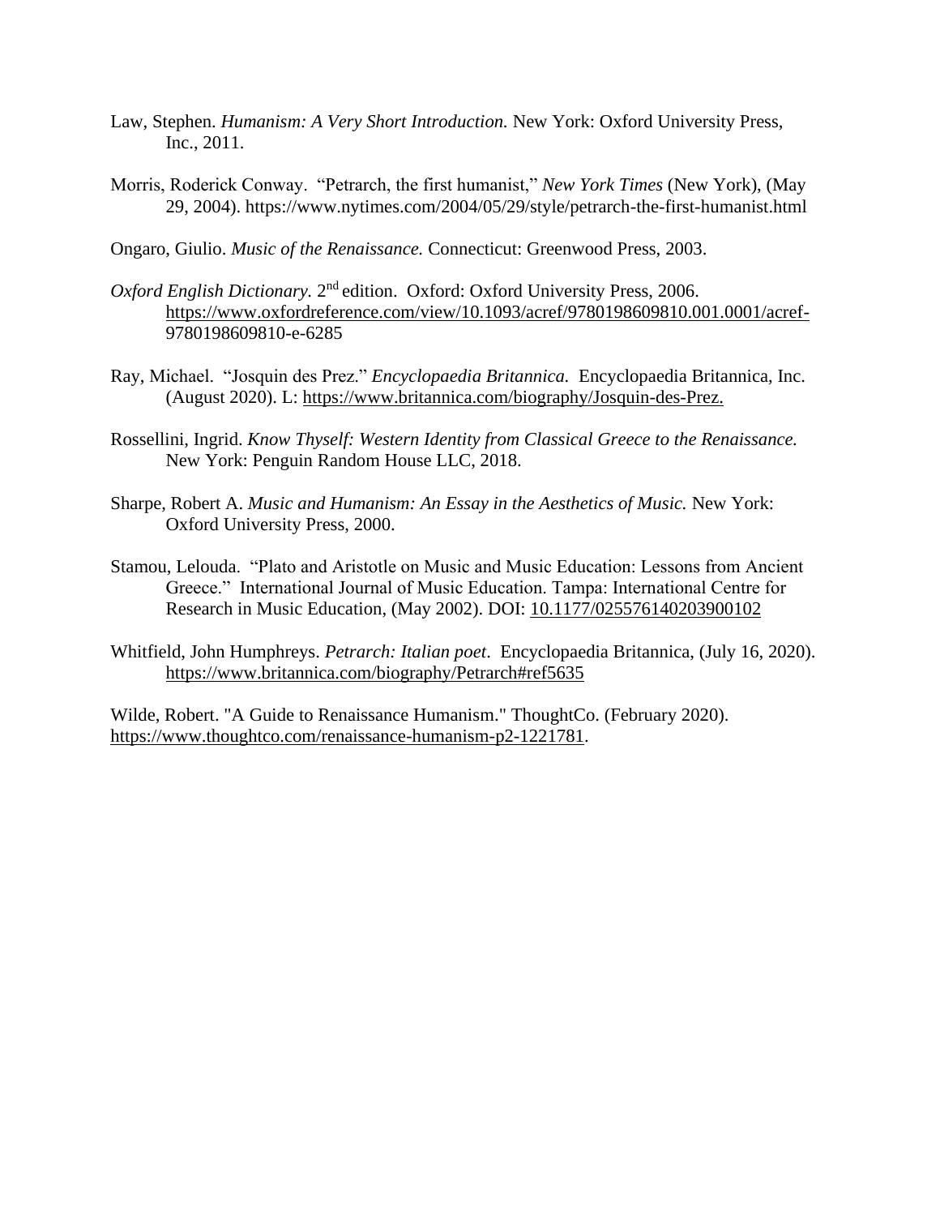Law, Stephen. *Humanism: A Very Short Introduction.* New York: Oxford University Press, Inc., 2011.

Morris, Roderick Conway. "Petrarch, the first humanist," *New York Times* (New York), (May 29, 2004). https://www.nytimes.com/2004/05/29/style/petrarch-the-first-humanist.html

Ongaro, Giulio. *Music of the Renaissance.* Connecticut: Greenwood Press, 2003.

*Oxford English Dictionary.* 2nd edition. Oxford: Oxford University Press, 2006. https://www.oxfordreference.com/view/10.1093/acref/9780198609810.001.0001/acref-9780198609810-e-6285

Ray, Michael. "Josquin des Prez." *Encyclopaedia Britannica.* Encyclopaedia Britannica, Inc. (August 2020). L: https://www.britannica.com/biography/Josquin-des-Prez.

Rossellini, Ingrid. *Know Thyself: Western Identity from Classical Greece to the Renaissance.* New York: Penguin Random House LLC, 2018.

Sharpe, Robert A. *Music and Humanism: An Essay in the Aesthetics of Music.* New York: Oxford University Press, 2000.

Stamou, Lelouda. "Plato and Aristotle on Music and Music Education: Lessons from Ancient Greece." International Journal of Music Education. Tampa: International Centre for Research in Music Education, (May 2002). DOI: 10.1177/025576140203900102

Whitfield, John Humphreys. *Petrarch: Italian poet*. Encyclopaedia Britannica, (July 16, 2020). https://www.britannica.com/biography/Petrarch#ref5635

Wilde, Robert. "A Guide to Renaissance Humanism." ThoughtCo. (February 2020). https://www.thoughtco.com/renaissance-humanism-p2-1221781.